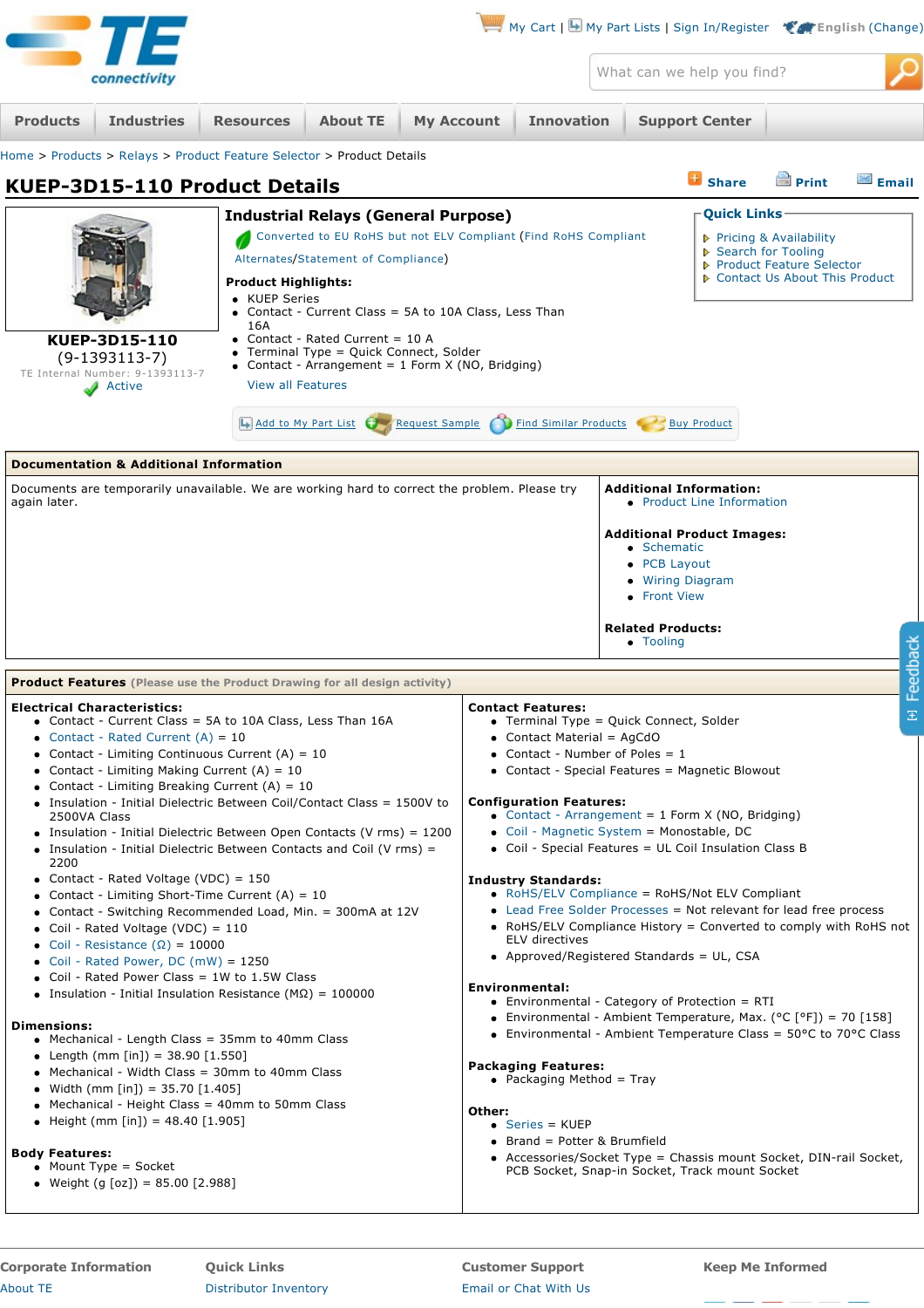Home > Products > Relays > Product Feature Selector > Product Details

# KUEP-3D15-110 Product Details

Share | Print | Email

**KUEP-3D15-110**
(9-1393113-7)
TE Internal Number: 9-1393113-7
Active

## Industrial Relays (General Purpose)

Converted to EU RoHS but not ELV Compliant (Find RoHS Compliant Alternates/Statement of Compliance)

**Product Highlights:**

- KUEP Series
- Contact - Current Class = 5A to 10A Class, Less Than 16A
- Contact - Rated Current = 10 A
- Terminal Type = Quick Connect, Solder
- Contact - Arrangement = 1 Form X (NO, Bridging)

View all Features

Add to My Part List | Request Sample | Find Similar Products | Buy Product

**Quick Links**

- Pricing & Availability
- Search for Tooling
- Product Feature Selector
- Contact Us About This Product

## Documentation & Additional Information

Documents are temporarily unavailable. We are working hard to correct the problem. Please try again later.

**Additional Information:**

- Product Line Information

**Additional Product Images:**

- Schematic
- PCB Layout
- Wiring Diagram
- Front View

**Related Products:**

- Tooling

## Product Features (Please use the Product Drawing for all design activity)

**Electrical Characteristics:**

- Contact - Current Class = 5A to 10A Class, Less Than 16A
- Contact - Rated Current (A) = 10
- Contact - Limiting Continuous Current (A) = 10
- Contact - Limiting Making Current (A) = 10
- Contact - Limiting Breaking Current (A) = 10
- Insulation - Initial Dielectric Between Coil/Contact Class = 1500V to 2500VA Class
- Insulation - Initial Dielectric Between Open Contacts (V rms) = 1200
- Insulation - Initial Dielectric Between Contacts and Coil (V rms) = 2200
- Contact - Rated Voltage (VDC) = 150
- Contact - Limiting Short-Time Current (A) = 10
- Contact - Switching Recommended Load, Min. = 300mA at 12V
- Coil - Rated Voltage (VDC) = 110
- Coil - Resistance (Ω) = 10000
- Coil - Rated Power, DC (mW) = 1250
- Coil - Rated Power Class = 1W to 1.5W Class
- Insulation - Initial Insulation Resistance (MΩ) = 100000

**Dimensions:**

- Mechanical - Length Class = 35mm to 40mm Class
- Length (mm [in]) = 38.90 [1.550]
- Mechanical - Width Class = 30mm to 40mm Class
- Width (mm [in]) = 35.70 [1.405]
- Mechanical - Height Class = 40mm to 50mm Class
- Height (mm [in]) = 48.40 [1.905]

**Body Features:**

- Mount Type = Socket
- Weight (g [oz]) = 85.00 [2.988]

**Contact Features:**

- Terminal Type = Quick Connect, Solder
- Contact Material = AgCdO
- Contact - Number of Poles = 1
- Contact - Special Features = Magnetic Blowout

**Configuration Features:**

- Contact - Arrangement = 1 Form X (NO, Bridging)
- Coil - Magnetic System = Monostable, DC
- Coil - Special Features = UL Coil Insulation Class B

**Industry Standards:**

- RoHS/ELV Compliance = RoHS/Not ELV Compliant
- Lead Free Solder Processes = Not relevant for lead free process
- RoHS/ELV Compliance History = Converted to comply with RoHS not ELV directives
- Approved/Registered Standards = UL, CSA

**Environmental:**

- Environmental - Category of Protection = RTI
- Environmental - Ambient Temperature, Max. (°C [°F]) = 70 [158]
- Environmental - Ambient Temperature Class = 50°C to 70°C Class

**Packaging Features:**

- Packaging Method = Tray

**Other:**

- Series = KUEP
- Brand = Potter & Brumfield
- Accessories/Socket Type = Chassis mount Socket, DIN-rail Socket, PCB Socket, Snap-in Socket, Track mount Socket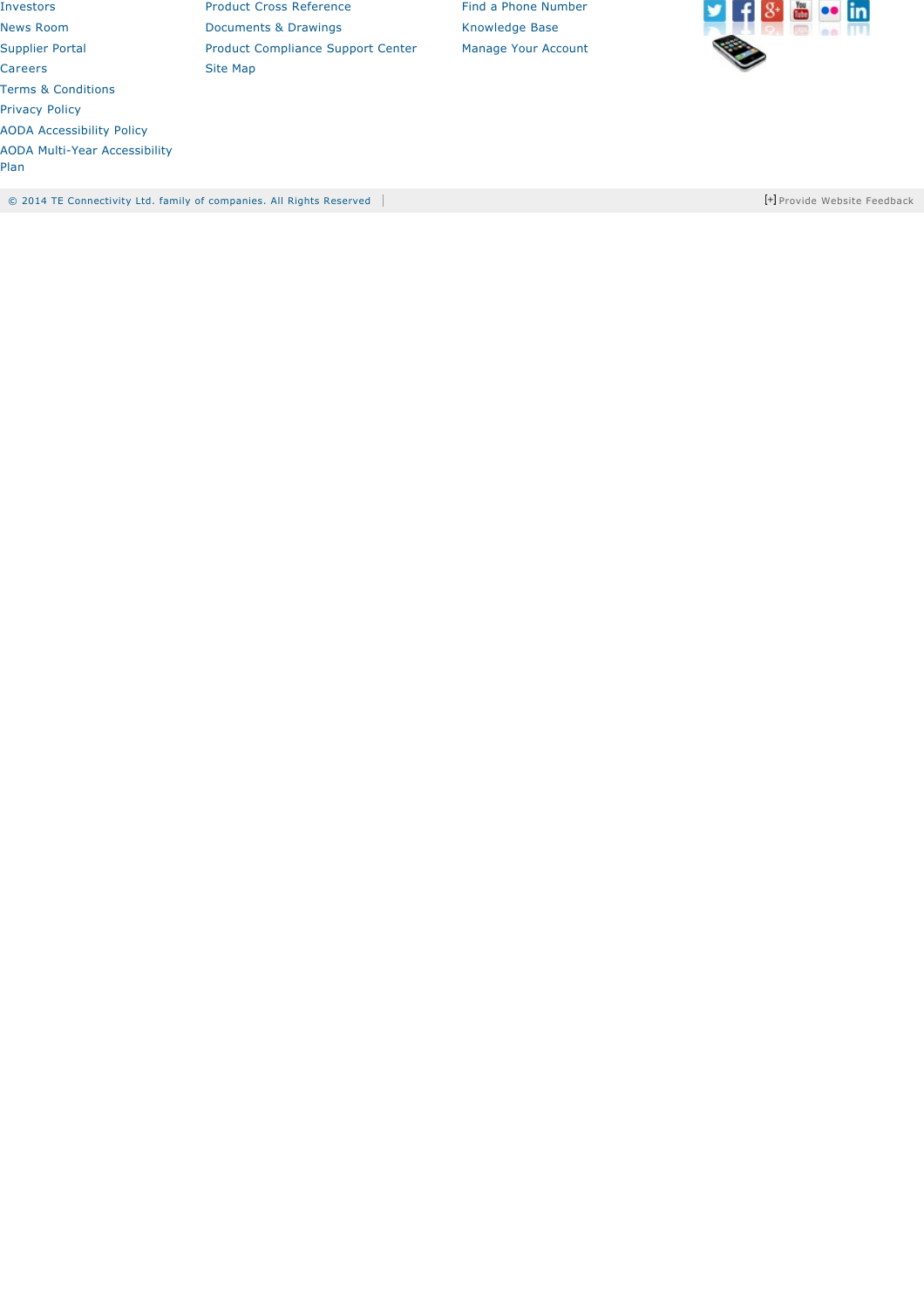Investors
News Room
Supplier Portal
Careers
Terms & Conditions
Privacy Policy
AODA Accessibility Policy
AODA Multi-Year Accessibility Plan

Product Cross Reference
Documents & Drawings
Product Compliance Support Center
Site Map

Find a Phone Number
Knowledge Base
Manage Your Account

© 2014 TE Connectivity Ltd. family of companies. All Rights Reserved

[+] Provide Website Feedback